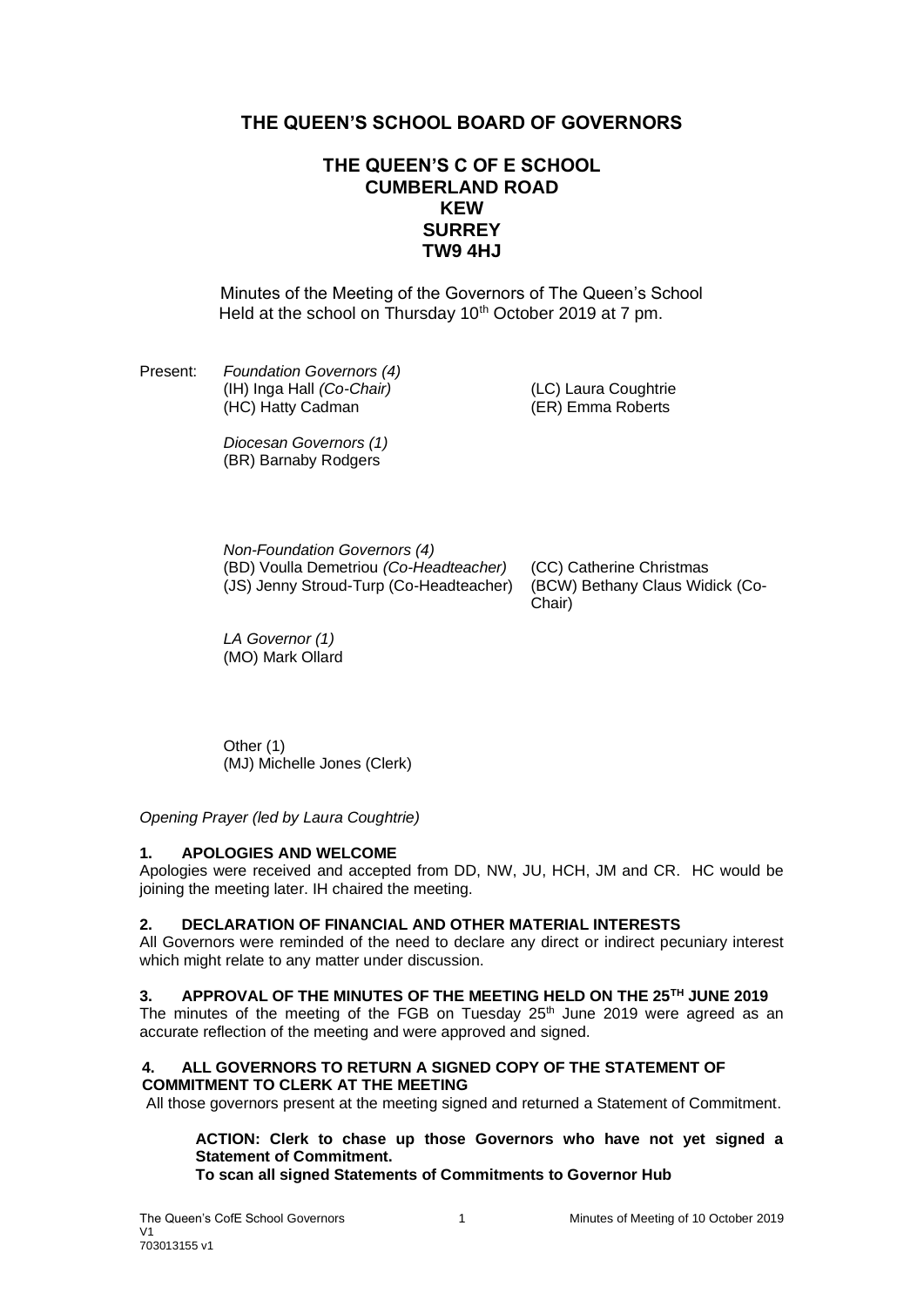# THE QUEEN'S SCHOOL BOARD OF GOVERNORS

## THE QUEEN'S C OF E SCHOOL
## CUMBERLAND ROAD
## KEW
## SURREY
## TW9 4HJ

Minutes of the Meeting of the Governors of The Queen's School Held at the school on Thursday 10th October 2019 at 7 pm.

Present: *Foundation Governors (4)*
(IH) Inga Hall *(Co-Chair)*
(LC) Laura Coughtrie
(HC) Hatty Cadman
(ER) Emma Roberts

*Diocesan Governors (1)*
(BR) Barnaby Rodgers

*Non-Foundation Governors (4)*
(BD) Voulla Demetriou *(Co-Headteacher)*
(CC) Catherine Christmas
(JS) Jenny Stroud-Turp (Co-Headteacher)
(BCW) Bethany Claus Widick (Co-Chair)

*LA Governor (1)*
(MO) Mark Ollard

Other (1)
(MJ) Michelle Jones (Clerk)

*Opening Prayer (led by Laura Coughtrie)*

**1. APOLOGIES AND WELCOME**

Apologies were received and accepted from DD, NW, JU, HCH, JM and CR. HC would be joining the meeting later. IH chaired the meeting.

**2. DECLARATION OF FINANCIAL AND OTHER MATERIAL INTERESTS**

All Governors were reminded of the need to declare any direct or indirect pecuniary interest which might relate to any matter under discussion.

**3. APPROVAL OF THE MINUTES OF THE MEETING HELD ON THE 25TH JUNE 2019**

The minutes of the meeting of the FGB on Tuesday 25th June 2019 were agreed as an accurate reflection of the meeting and were approved and signed.

**4. ALL GOVERNORS TO RETURN A SIGNED COPY OF THE STATEMENT OF COMMITMENT TO CLERK AT THE MEETING**

All those governors present at the meeting signed and returned a Statement of Commitment.

> **ACTION: Clerk to chase up those Governors who have not yet signed a Statement of Commitment.**
> **To scan all signed Statements of Commitments to Governor Hub**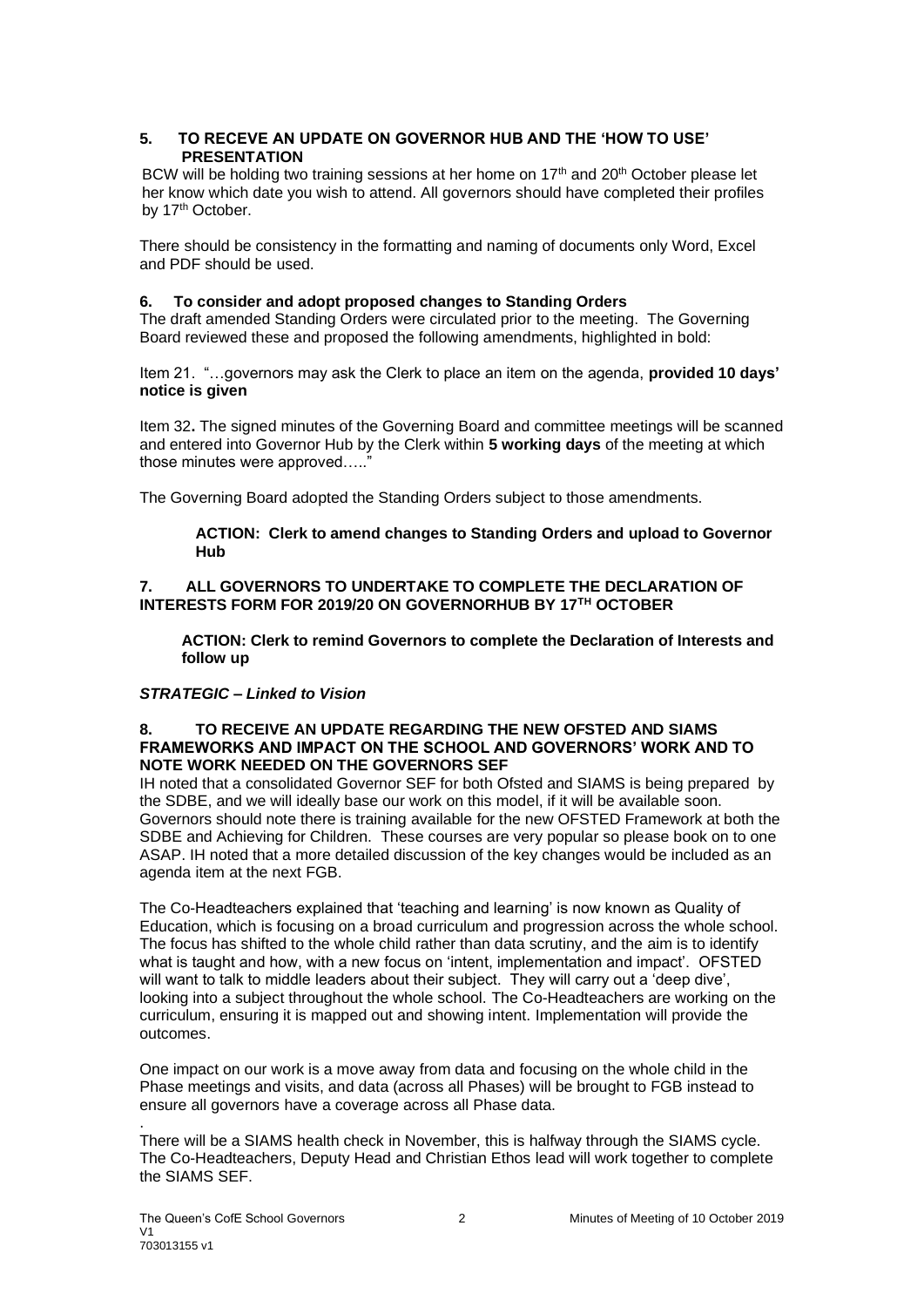## 5. TO RECEVE AN UPDATE ON GOVERNOR HUB AND THE 'HOW TO USE' PRESENTATION

BCW will be holding two training sessions at her home on 17th and 20th October please let her know which date you wish to attend. All governors should have completed their profiles by 17th October.

There should be consistency in the formatting and naming of documents only Word, Excel and PDF should be used.

## 6. To consider and adopt proposed changes to Standing Orders

The draft amended Standing Orders were circulated prior to the meeting. The Governing Board reviewed these and proposed the following amendments, highlighted in bold:

Item 21. "…governors may ask the Clerk to place an item on the agenda, **provided 10 days' notice is given**

Item 32**.** The signed minutes of the Governing Board and committee meetings will be scanned and entered into Governor Hub by the Clerk within **5 working days** of the meeting at which those minutes were approved….."

The Governing Board adopted the Standing Orders subject to those amendments.

> **ACTION: Clerk to amend changes to Standing Orders and upload to Governor Hub**

## 7. ALL GOVERNORS TO UNDERTAKE TO COMPLETE THE DECLARATION OF INTERESTS FORM FOR 2019/20 ON GOVERNORHUB BY 17TH OCTOBER

> **ACTION: Clerk to remind Governors to complete the Declaration of Interests and follow up**

***STRATEGIC – Linked to Vision***

## 8. TO RECEIVE AN UPDATE REGARDING THE NEW OFSTED AND SIAMS FRAMEWORKS AND IMPACT ON THE SCHOOL AND GOVERNORS' WORK AND TO NOTE WORK NEEDED ON THE GOVERNORS SEF

IH noted that a consolidated Governor SEF for both Ofsted and SIAMS is being prepared by the SDBE, and we will ideally base our work on this model, if it will be available soon. Governors should note there is training available for the new OFSTED Framework at both the SDBE and Achieving for Children. These courses are very popular so please book on to one ASAP. IH noted that a more detailed discussion of the key changes would be included as an agenda item at the next FGB.

The Co-Headteachers explained that 'teaching and learning' is now known as Quality of Education, which is focusing on a broad curriculum and progression across the whole school. The focus has shifted to the whole child rather than data scrutiny, and the aim is to identify what is taught and how, with a new focus on 'intent, implementation and impact'. OFSTED will want to talk to middle leaders about their subject. They will carry out a 'deep dive', looking into a subject throughout the whole school. The Co-Headteachers are working on the curriculum, ensuring it is mapped out and showing intent. Implementation will provide the outcomes.

One impact on our work is a move away from data and focusing on the whole child in the Phase meetings and visits, and data (across all Phases) will be brought to FGB instead to ensure all governors have a coverage across all Phase data.

There will be a SIAMS health check in November, this is halfway through the SIAMS cycle. The Co-Headteachers, Deputy Head and Christian Ethos lead will work together to complete the SIAMS SEF.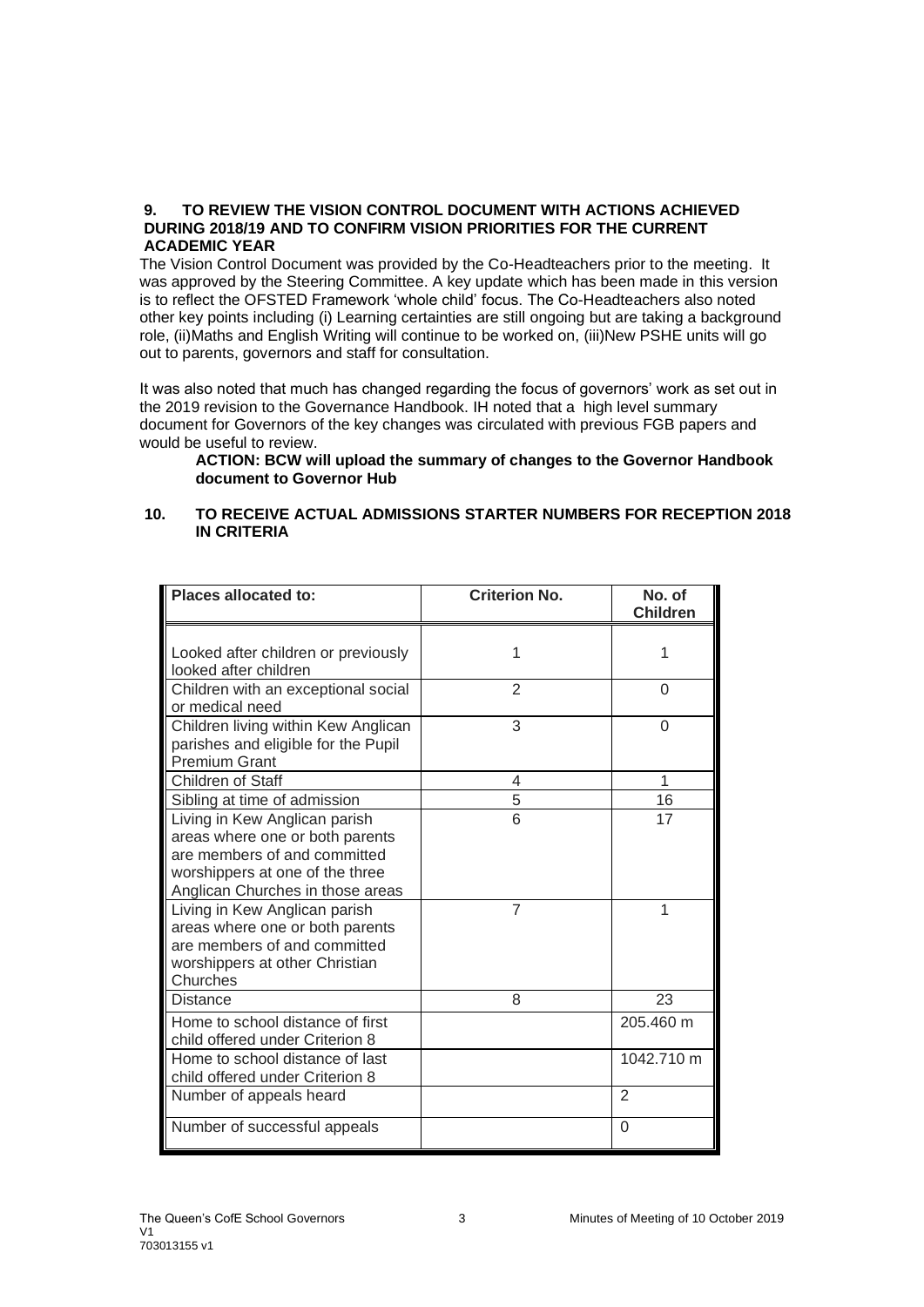## 9. TO REVIEW THE VISION CONTROL DOCUMENT WITH ACTIONS ACHIEVED DURING 2018/19 AND TO CONFIRM VISION PRIORITIES FOR THE CURRENT ACADEMIC YEAR

The Vision Control Document was provided by the Co-Headteachers prior to the meeting. It was approved by the Steering Committee. A key update which has been made in this version is to reflect the OFSTED Framework 'whole child' focus. The Co-Headteachers also noted other key points including (i) Learning certainties are still ongoing but are taking a background role, (ii)Maths and English Writing will continue to be worked on, (iii)New PSHE units will go out to parents, governors and staff for consultation.

It was also noted that much has changed regarding the focus of governors' work as set out in the 2019 revision to the Governance Handbook. IH noted that a high level summary document for Governors of the key changes was circulated with previous FGB papers and would be useful to review.

> **ACTION: BCW will upload the summary of changes to the Governor Handbook document to Governor Hub**

## 10. TO RECEIVE ACTUAL ADMISSIONS STARTER NUMBERS FOR RECEPTION 2018 IN CRITERIA

| Places allocated to: | Criterion No. | No. of Children |
|---|---|---|
| Looked after children or previously looked after children | 1 | 1 |
| Children with an exceptional social or medical need | 2 | 0 |
| Children living within Kew Anglican parishes and eligible for the Pupil Premium Grant | 3 | 0 |
| Children of Staff | 4 | 1 |
| Sibling at time of admission | 5 | 16 |
| Living in Kew Anglican parish areas where one or both parents are members of and committed worshippers at one of the three Anglican Churches in those areas | 6 | 17 |
| Living in Kew Anglican parish areas where one or both parents are members of and committed worshippers at other Christian Churches | 7 | 1 |
| Distance | 8 | 23 |
| Home to school distance of first child offered under Criterion 8 | | 205.460 m |
| Home to school distance of last child offered under Criterion 8 | | 1042.710 m |
| Number of appeals heard | | 2 |
| Number of successful appeals | | 0 |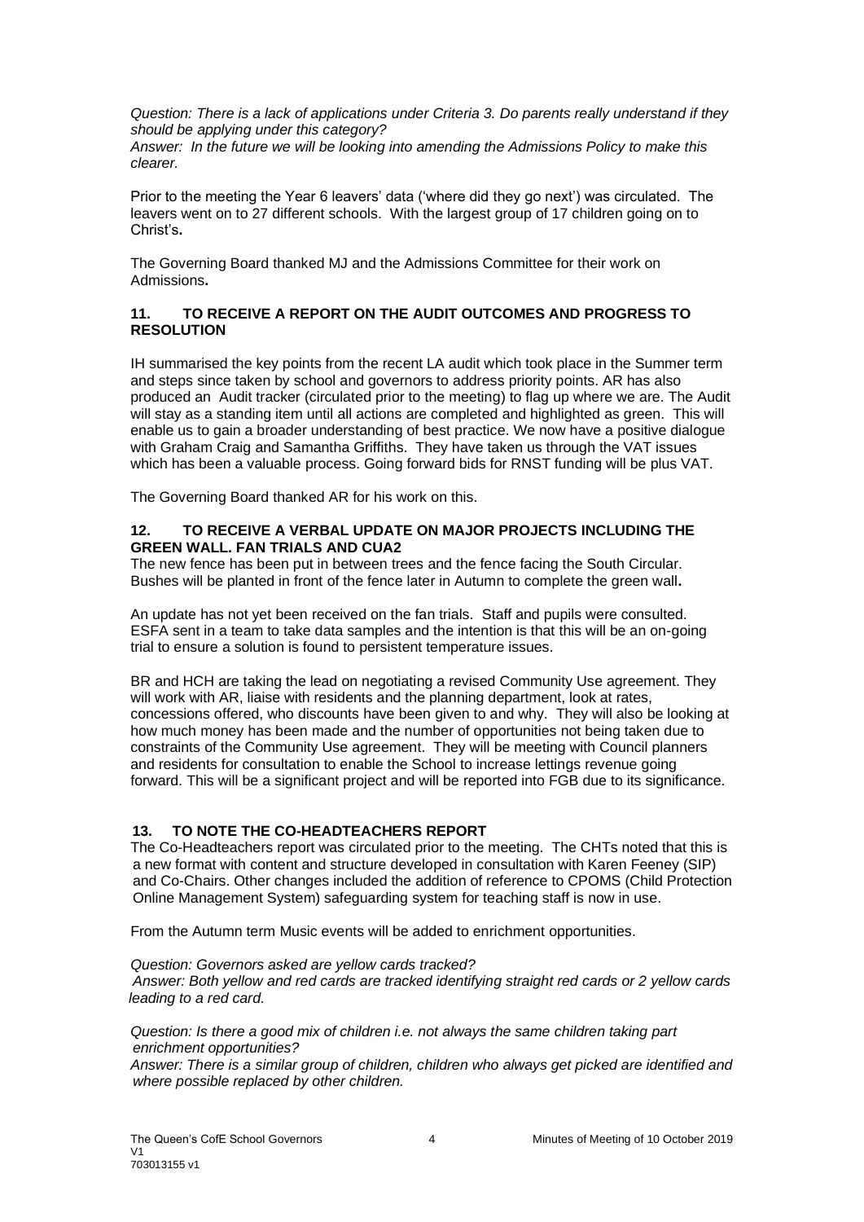*Question: There is a lack of applications under Criteria 3. Do parents really understand if they should be applying under this category?*
*Answer: In the future we will be looking into amending the Admissions Policy to make this clearer.*

Prior to the meeting the Year 6 leavers' data ('where did they go next') was circulated. The leavers went on to 27 different schools. With the largest group of 17 children going on to Christ's**.**

The Governing Board thanked MJ and the Admissions Committee for their work on Admissions**.**

### 11. TO RECEIVE A REPORT ON THE AUDIT OUTCOMES AND PROGRESS TO RESOLUTION

IH summarised the key points from the recent LA audit which took place in the Summer term and steps since taken by school and governors to address priority points. AR has also produced an Audit tracker (circulated prior to the meeting) to flag up where we are. The Audit will stay as a standing item until all actions are completed and highlighted as green. This will enable us to gain a broader understanding of best practice. We now have a positive dialogue with Graham Craig and Samantha Griffiths. They have taken us through the VAT issues which has been a valuable process. Going forward bids for RNST funding will be plus VAT.

The Governing Board thanked AR for his work on this.

### 12. TO RECEIVE A VERBAL UPDATE ON MAJOR PROJECTS INCLUDING THE GREEN WALL. FAN TRIALS AND CUA2

The new fence has been put in between trees and the fence facing the South Circular. Bushes will be planted in front of the fence later in Autumn to complete the green wall**.**

An update has not yet been received on the fan trials. Staff and pupils were consulted. ESFA sent in a team to take data samples and the intention is that this will be an on-going trial to ensure a solution is found to persistent temperature issues.

BR and HCH are taking the lead on negotiating a revised Community Use agreement. They will work with AR, liaise with residents and the planning department, look at rates, concessions offered, who discounts have been given to and why. They will also be looking at how much money has been made and the number of opportunities not being taken due to constraints of the Community Use agreement. They will be meeting with Council planners and residents for consultation to enable the School to increase lettings revenue going forward. This will be a significant project and will be reported into FGB due to its significance.

### 13. TO NOTE THE CO-HEADTEACHERS REPORT

The Co-Headteachers report was circulated prior to the meeting. The CHTs noted that this is a new format with content and structure developed in consultation with Karen Feeney (SIP) and Co-Chairs. Other changes included the addition of reference to CPOMS (Child Protection Online Management System) safeguarding system for teaching staff is now in use.

From the Autumn term Music events will be added to enrichment opportunities.

*Question: Governors asked are yellow cards tracked?*
*Answer: Both yellow and red cards are tracked identifying straight red cards or 2 yellow cards leading to a red card.*

*Question: Is there a good mix of children i.e. not always the same children taking part enrichment opportunities?*
*Answer: There is a similar group of children, children who always get picked are identified and where possible replaced by other children.*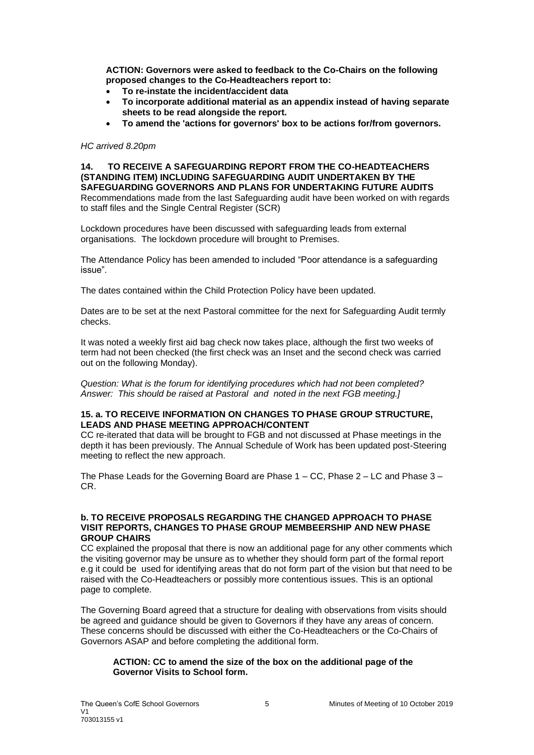**ACTION: Governors were asked to feedback to the Co-Chairs on the following proposed changes to the Co-Headteachers report to:**

- **To re-instate the incident/accident data**
- **To incorporate additional material as an appendix instead of having separate sheets to be read alongside the report.**
- **To amend the 'actions for governors' box to be actions for/from governors.**

*HC arrived 8.20pm*

**14. TO RECEIVE A SAFEGUARDING REPORT FROM THE CO-HEADTEACHERS (STANDING ITEM) INCLUDING SAFEGUARDING AUDIT UNDERTAKEN BY THE SAFEGUARDING GOVERNORS AND PLANS FOR UNDERTAKING FUTURE AUDITS**

Recommendations made from the last Safeguarding audit have been worked on with regards to staff files and the Single Central Register (SCR)

Lockdown procedures have been discussed with safeguarding leads from external organisations. The lockdown procedure will brought to Premises.

The Attendance Policy has been amended to included "Poor attendance is a safeguarding issue".

The dates contained within the Child Protection Policy have been updated.

Dates are to be set at the next Pastoral committee for the next for Safeguarding Audit termly checks.

It was noted a weekly first aid bag check now takes place, although the first two weeks of term had not been checked (the first check was an Inset and the second check was carried out on the following Monday).

*Question: What is the forum for identifying procedures which had not been completed?*
*Answer: This should be raised at Pastoral and noted in the next FGB meeting.]*

**15. a. TO RECEIVE INFORMATION ON CHANGES TO PHASE GROUP STRUCTURE, LEADS AND PHASE MEETING APPROACH/CONTENT**

CC re-iterated that data will be brought to FGB and not discussed at Phase meetings in the depth it has been previously. The Annual Schedule of Work has been updated post-Steering meeting to reflect the new approach.

The Phase Leads for the Governing Board are Phase 1 – CC, Phase 2 – LC and Phase 3 – CR.

**b. TO RECEIVE PROPOSALS REGARDING THE CHANGED APPROACH TO PHASE VISIT REPORTS, CHANGES TO PHASE GROUP MEMBEERSHIP AND NEW PHASE GROUP CHAIRS**

CC explained the proposal that there is now an additional page for any other comments which the visiting governor may be unsure as to whether they should form part of the formal report e.g it could be used for identifying areas that do not form part of the vision but that need to be raised with the Co-Headteachers or possibly more contentious issues. This is an optional page to complete.

The Governing Board agreed that a structure for dealing with observations from visits should be agreed and guidance should be given to Governors if they have any areas of concern. These concerns should be discussed with either the Co-Headteachers or the Co-Chairs of Governors ASAP and before completing the additional form.

**ACTION: CC to amend the size of the box on the additional page of the Governor Visits to School form.**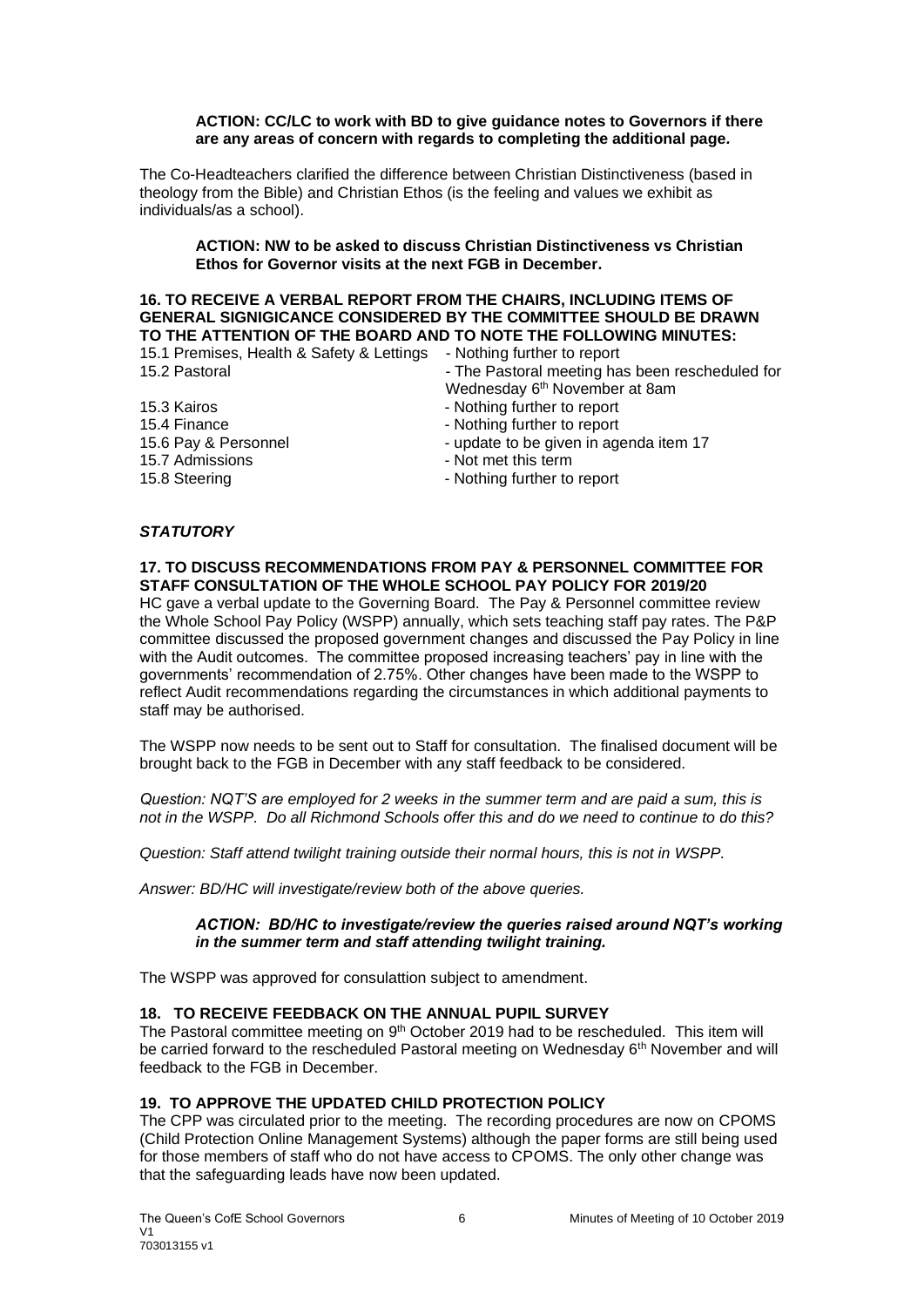**ACTION: CC/LC to work with BD to give guidance notes to Governors if there are any areas of concern with regards to completing the additional page.**

The Co-Headteachers clarified the difference between Christian Distinctiveness (based in theology from the Bible) and Christian Ethos (is the feeling and values we exhibit as individuals/as a school).

**ACTION: NW to be asked to discuss Christian Distinctiveness vs Christian Ethos for Governor visits at the next FGB in December.**

**16. TO RECEIVE A VERBAL REPORT FROM THE CHAIRS, INCLUDING ITEMS OF GENERAL SIGNIGICANCE CONSIDERED BY THE COMMITTEE SHOULD BE DRAWN TO THE ATTENTION OF THE BOARD AND TO NOTE THE FOLLOWING MINUTES:**

| | |
|---|---|
| 15.1 Premises, Health & Safety & Lettings | - Nothing further to report |
| 15.2 Pastoral | - The Pastoral meeting has been rescheduled for Wednesday 6th November at 8am |
| 15.3 Kairos | - Nothing further to report |
| 15.4 Finance | - Nothing further to report |
| 15.6 Pay & Personnel | - update to be given in agenda item 17 |
| 15.7 Admissions | - Not met this term |
| 15.8 Steering | - Nothing further to report |

***STATUTORY***

**17. TO DISCUSS RECOMMENDATIONS FROM PAY & PERSONNEL COMMITTEE FOR STAFF CONSULTATION OF THE WHOLE SCHOOL PAY POLICY FOR 2019/20**

HC gave a verbal update to the Governing Board. The Pay & Personnel committee review the Whole School Pay Policy (WSPP) annually, which sets teaching staff pay rates. The P&P committee discussed the proposed government changes and discussed the Pay Policy in line with the Audit outcomes. The committee proposed increasing teachers' pay in line with the governments' recommendation of 2.75%. Other changes have been made to the WSPP to reflect Audit recommendations regarding the circumstances in which additional payments to staff may be authorised.

The WSPP now needs to be sent out to Staff for consultation. The finalised document will be brought back to the FGB in December with any staff feedback to be considered.

*Question: NQT'S are employed for 2 weeks in the summer term and are paid a sum, this is not in the WSPP. Do all Richmond Schools offer this and do we need to continue to do this?*

*Question: Staff attend twilight training outside their normal hours, this is not in WSPP.*

*Answer: BD/HC will investigate/review both of the above queries.*

***ACTION: BD/HC to investigate/review the queries raised around NQT's working in the summer term and staff attending twilight training.***

The WSPP was approved for consulattion subject to amendment.

**18. TO RECEIVE FEEDBACK ON THE ANNUAL PUPIL SURVEY**

The Pastoral committee meeting on 9th October 2019 had to be rescheduled. This item will be carried forward to the rescheduled Pastoral meeting on Wednesday 6th November and will feedback to the FGB in December.

**19. TO APPROVE THE UPDATED CHILD PROTECTION POLICY**

The CPP was circulated prior to the meeting. The recording procedures are now on CPOMS (Child Protection Online Management Systems) although the paper forms are still being used for those members of staff who do not have access to CPOMS. The only other change was that the safeguarding leads have now been updated.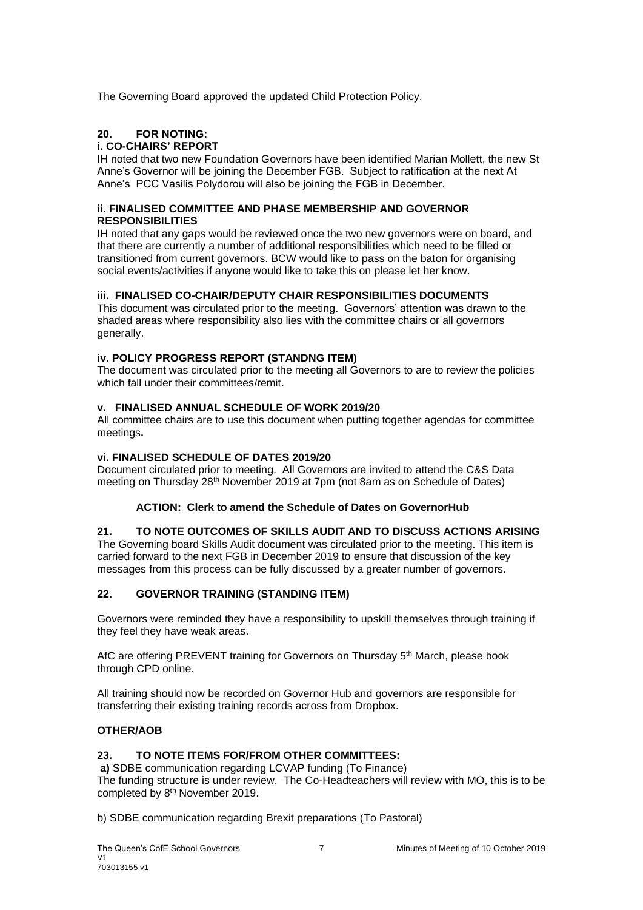The Governing Board approved the updated Child Protection Policy.

## 20. FOR NOTING:

### i. CO-CHAIRS' REPORT

IH noted that two new Foundation Governors have been identified Marian Mollett, the new St Anne's Governor will be joining the December FGB. Subject to ratification at the next At Anne's PCC Vasilis Polydorou will also be joining the FGB in December.

### ii. FINALISED COMMITTEE AND PHASE MEMBERSHIP AND GOVERNOR RESPONSIBILITIES

IH noted that any gaps would be reviewed once the two new governors were on board, and that there are currently a number of additional responsibilities which need to be filled or transitioned from current governors. BCW would like to pass on the baton for organising social events/activities if anyone would like to take this on please let her know.

### iii. FINALISED CO-CHAIR/DEPUTY CHAIR RESPONSIBILITIES DOCUMENTS

This document was circulated prior to the meeting. Governors' attention was drawn to the shaded areas where responsibility also lies with the committee chairs or all governors generally.

### iv. POLICY PROGRESS REPORT (STANDNG ITEM)

The document was circulated prior to the meeting all Governors to are to review the policies which fall under their committees/remit.

### v. FINALISED ANNUAL SCHEDULE OF WORK 2019/20

All committee chairs are to use this document when putting together agendas for committee meetings**.**

### vi. FINALISED SCHEDULE OF DATES 2019/20

Document circulated prior to meeting. All Governors are invited to attend the C&S Data meeting on Thursday 28th November 2019 at 7pm (not 8am as on Schedule of Dates)

**ACTION: Clerk to amend the Schedule of Dates on GovernorHub**

## 21. TO NOTE OUTCOMES OF SKILLS AUDIT AND TO DISCUSS ACTIONS ARISING

The Governing board Skills Audit document was circulated prior to the meeting. This item is carried forward to the next FGB in December 2019 to ensure that discussion of the key messages from this process can be fully discussed by a greater number of governors.

## 22. GOVERNOR TRAINING (STANDING ITEM)

Governors were reminded they have a responsibility to upskill themselves through training if they feel they have weak areas.

AfC are offering PREVENT training for Governors on Thursday 5th March, please book through CPD online.

All training should now be recorded on Governor Hub and governors are responsible for transferring their existing training records across from Dropbox.

## OTHER/AOB

## 23. TO NOTE ITEMS FOR/FROM OTHER COMMITTEES:

**a)** SDBE communication regarding LCVAP funding (To Finance)
The funding structure is under review. The Co-Headteachers will review with MO, this is to be completed by 8th November 2019.

b) SDBE communication regarding Brexit preparations (To Pastoral)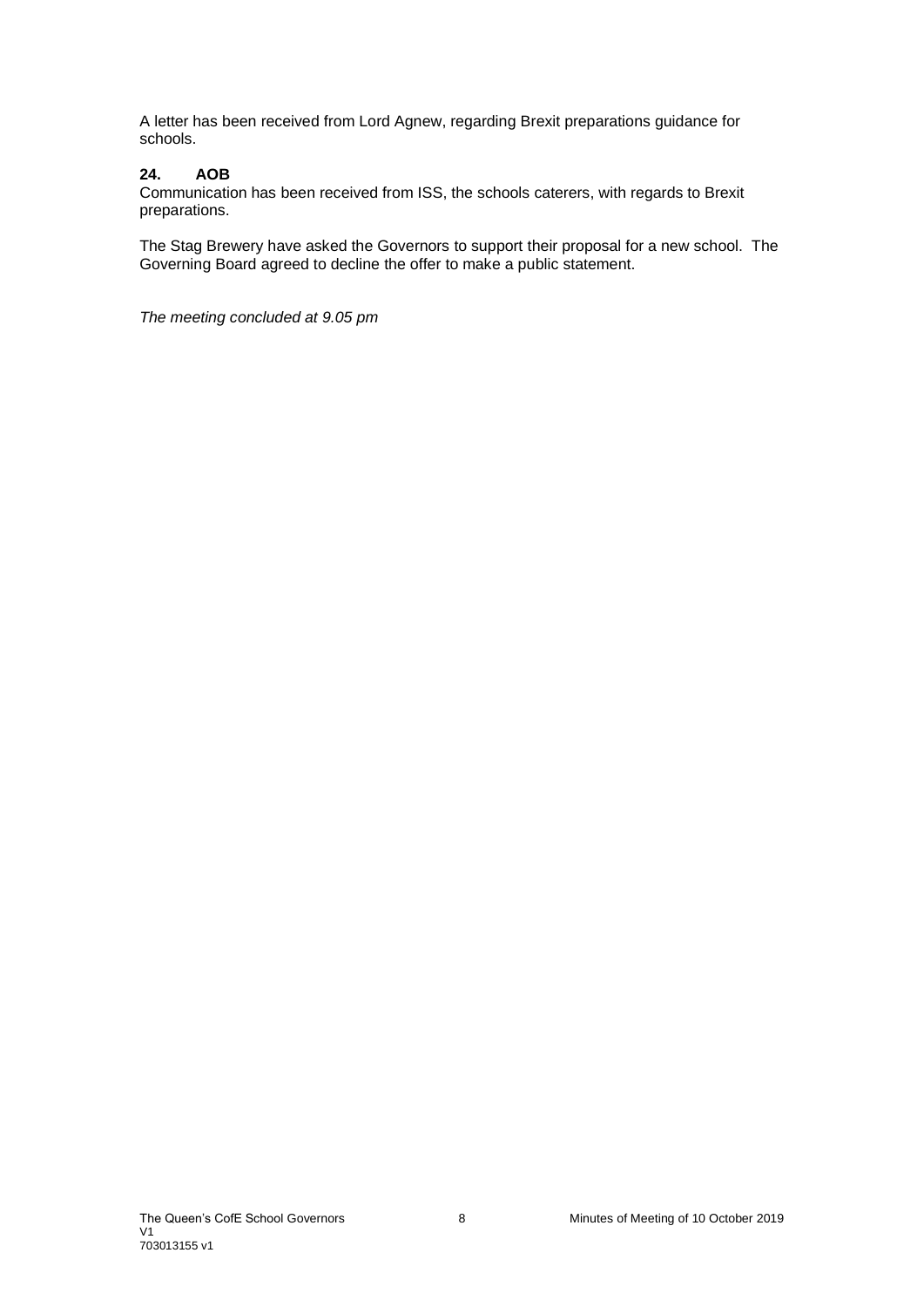A letter has been received from Lord Agnew, regarding Brexit preparations guidance for schools.

**24. AOB**

Communication has been received from ISS, the schools caterers, with regards to Brexit preparations.

The Stag Brewery have asked the Governors to support their proposal for a new school. The Governing Board agreed to decline the offer to make a public statement.

*The meeting concluded at 9.05 pm*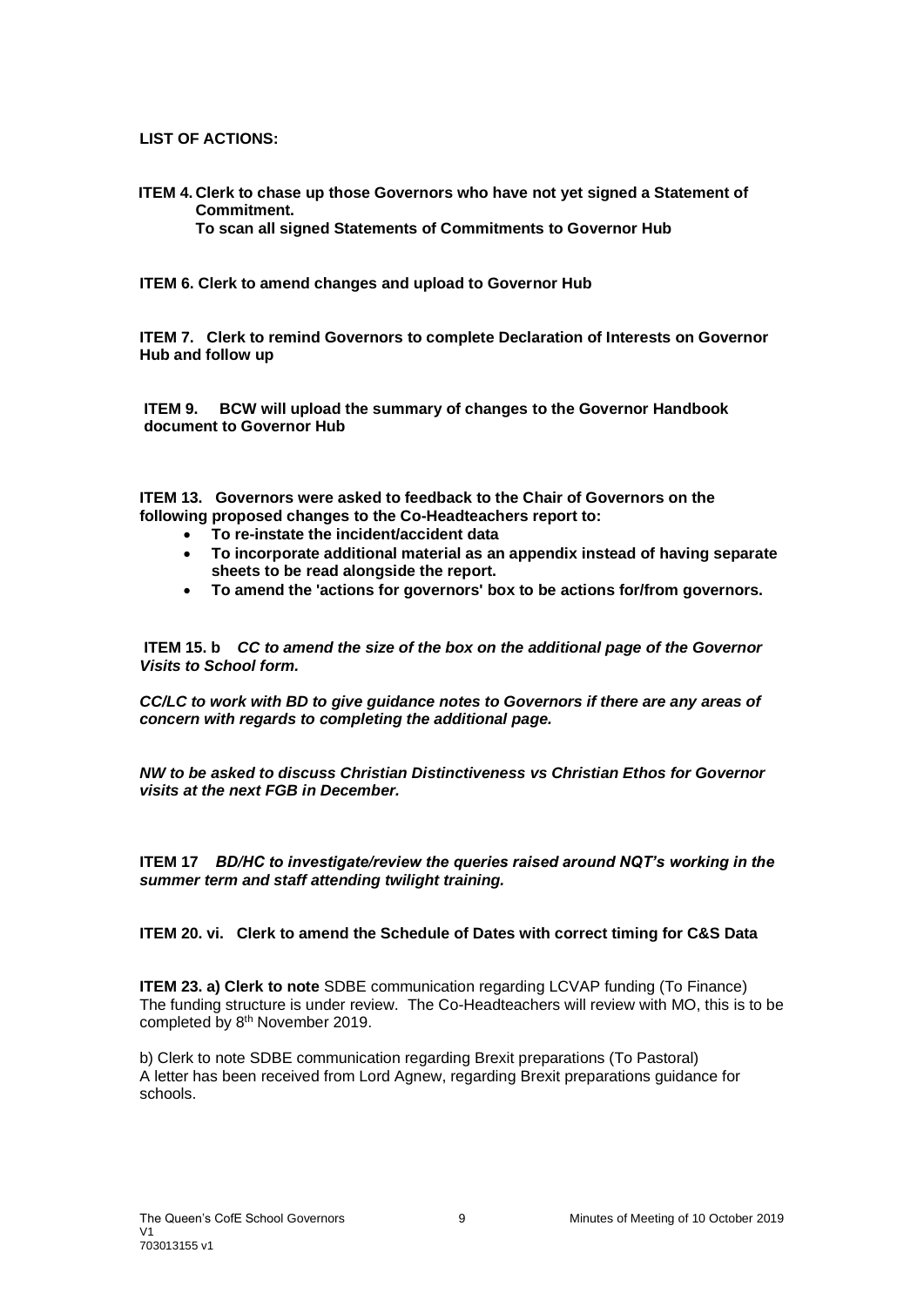**LIST OF ACTIONS:**

**ITEM 4. Clerk to chase up those Governors who have not yet signed a Statement of Commitment.**
**To scan all signed Statements of Commitments to Governor Hub**

**ITEM 6. Clerk to amend changes and upload to Governor Hub**

**ITEM 7. Clerk to remind Governors to complete Declaration of Interests on Governor Hub and follow up**

**ITEM 9. BCW will upload the summary of changes to the Governor Handbook document to Governor Hub**

**ITEM 13. Governors were asked to feedback to the Chair of Governors on the following proposed changes to the Co-Headteachers report to:**

- **To re-instate the incident/accident data**
- **To incorporate additional material as an appendix instead of having separate sheets to be read alongside the report.**
- **To amend the 'actions for governors' box to be actions for/from governors.**

**ITEM 15. b** ***CC to amend the size of the box on the additional page of the Governor Visits to School form.***

***CC/LC to work with BD to give guidance notes to Governors if there are any areas of concern with regards to completing the additional page.***

***NW to be asked to discuss Christian Distinctiveness vs Christian Ethos for Governor visits at the next FGB in December.***

**ITEM 17** ***BD/HC to investigate/review the queries raised around NQT's working in the summer term and staff attending twilight training.***

**ITEM 20. vi. Clerk to amend the Schedule of Dates with correct timing for C&S Data**

**ITEM 23. a) Clerk to note** SDBE communication regarding LCVAP funding (To Finance)
The funding structure is under review. The Co-Headteachers will review with MO, this is to be completed by 8th November 2019.

b) Clerk to note SDBE communication regarding Brexit preparations (To Pastoral)
A letter has been received from Lord Agnew, regarding Brexit preparations guidance for schools.